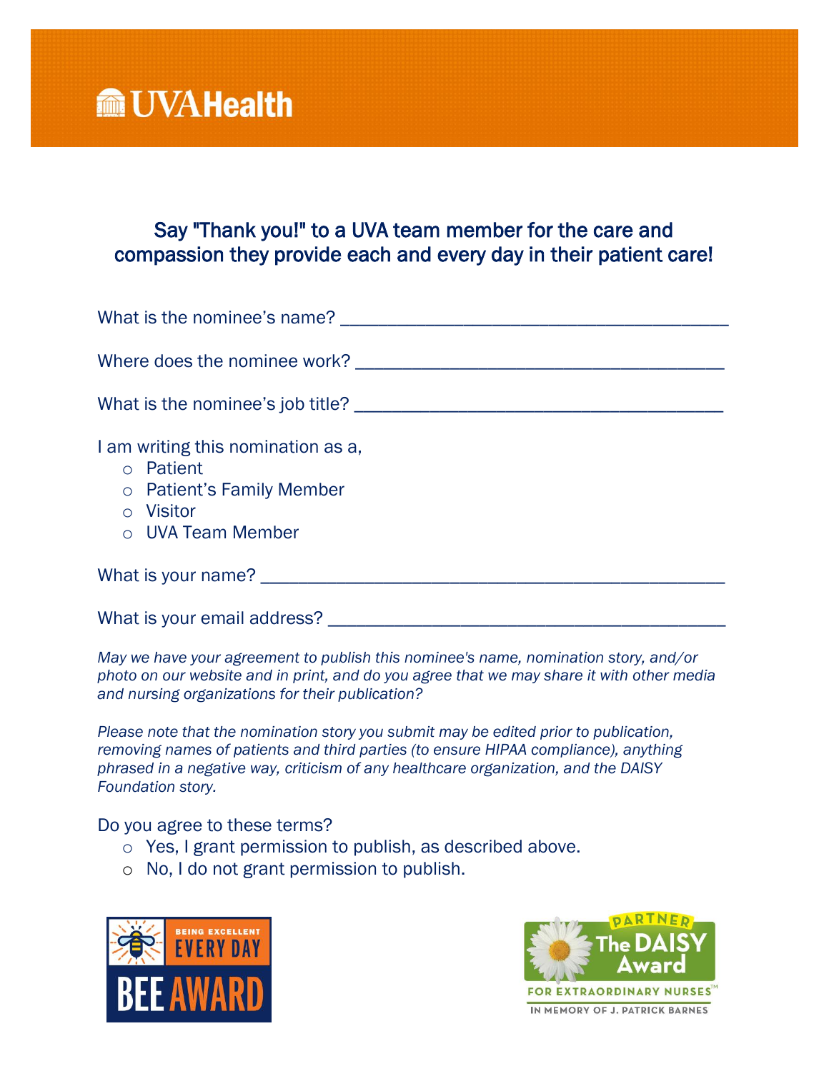UVAHealth

## Say "Thank you!" to a UVA team member for the care and compassion they provide each and every day in their patient care!

What is the nominee's name? ________________________________________

Where does the nominee work? ________________________________________

What is the nominee's job title? ________________________________________

I am writing this nomination as a,

- ○ Patient
- ○ Patient's Family Member
- ○ Visitor
- ○ UVA Team Member

What is your name? ________________________________________

What is your email address? ________________________________________

*May we have your agreement to publish this nominee's name, nomination story, and/or photo on our website and in print, and do you agree that we may share it with other media and nursing organizations for their publication?*

*Please note that the nomination story you submit may be edited prior to publication, removing names of patients and third parties (to ensure HIPAA compliance), anything phrased in a negative way, criticism of any healthcare organization, and the DAISY Foundation story.*

Do you agree to these terms?

- ○ Yes, I grant permission to publish, as described above.
- ○ No, I do not grant permission to publish.

BEING EXCELLENT EVERY DAY BEE AWARD

PARTNER The DAISY Award FOR EXTRAORDINARY NURSES™ IN MEMORY OF J. PATRICK BARNES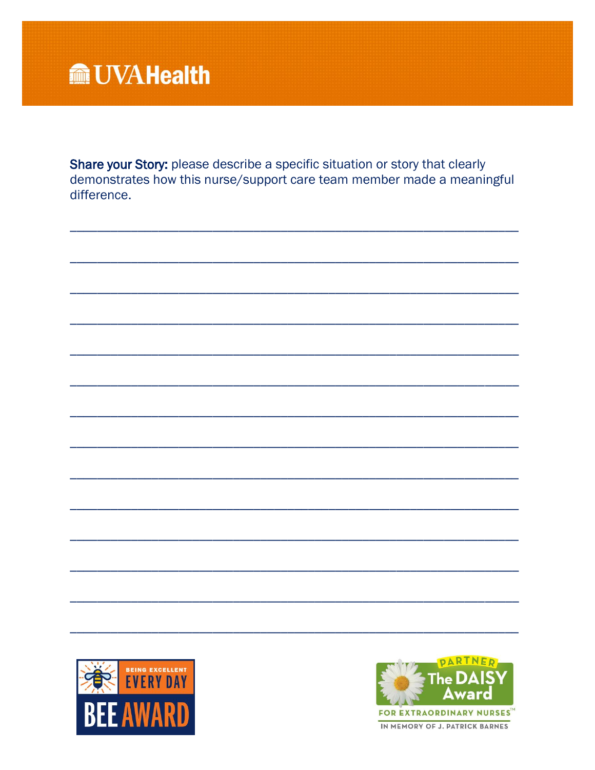UVAHealth

**Share your Story:** please describe a specific situation or story that clearly demonstrates how this nurse/support care team member made a meaningful difference.

______________________________________________________________________

______________________________________________________________________

______________________________________________________________________

______________________________________________________________________

______________________________________________________________________

______________________________________________________________________

______________________________________________________________________

______________________________________________________________________

______________________________________________________________________

______________________________________________________________________

______________________________________________________________________

______________________________________________________________________

______________________________________________________________________

______________________________________________________________________

BEING EXCELLENT EVERY DAY BEE AWARD

PARTNER The DAISY Award FOR EXTRAORDINARY NURSES™ IN MEMORY OF J. PATRICK BARNES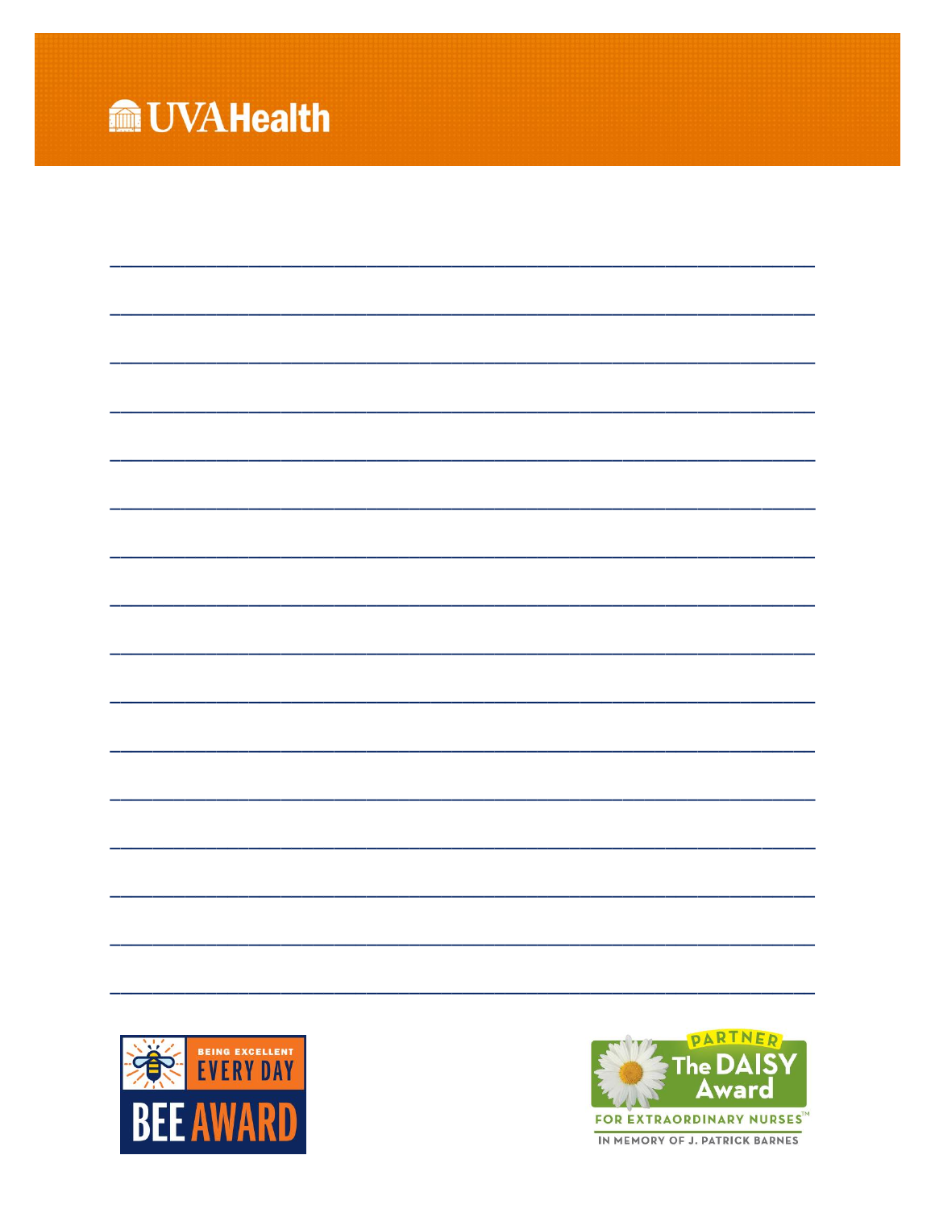UVAHealth

BEING EXCELLENT EVERY DAY BEE AWARD

PARTNER The DAISY Award FOR EXTRAORDINARY NURSES™ IN MEMORY OF J. PATRICK BARNES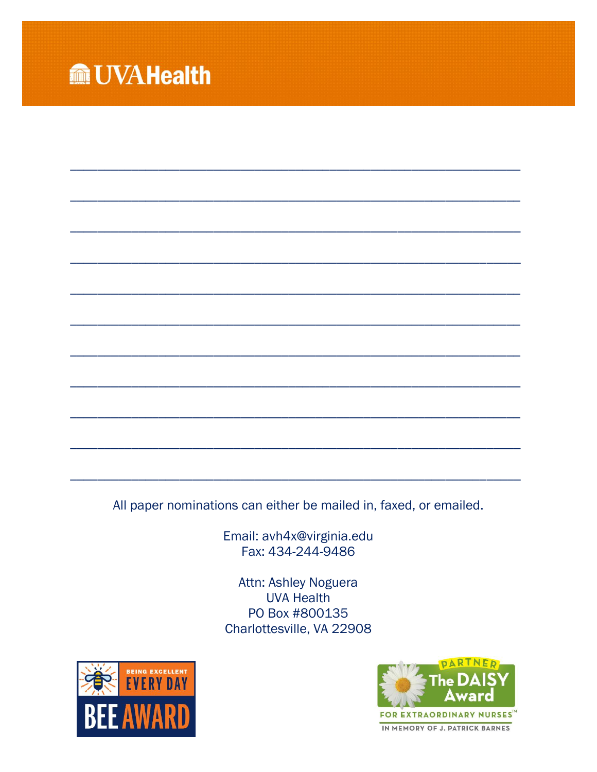UVAHealth

\_\_\_\_\_\_\_\_\_\_\_\_\_\_\_\_\_\_\_\_\_\_\_\_\_\_\_\_\_\_\_\_\_\_\_\_\_\_\_\_\_\_\_\_\_\_\_\_\_\_\_\_\_\_\_\_\_\_\_\_

\_\_\_\_\_\_\_\_\_\_\_\_\_\_\_\_\_\_\_\_\_\_\_\_\_\_\_\_\_\_\_\_\_\_\_\_\_\_\_\_\_\_\_\_\_\_\_\_\_\_\_\_\_\_\_\_\_\_\_\_

\_\_\_\_\_\_\_\_\_\_\_\_\_\_\_\_\_\_\_\_\_\_\_\_\_\_\_\_\_\_\_\_\_\_\_\_\_\_\_\_\_\_\_\_\_\_\_\_\_\_\_\_\_\_\_\_\_\_\_\_

\_\_\_\_\_\_\_\_\_\_\_\_\_\_\_\_\_\_\_\_\_\_\_\_\_\_\_\_\_\_\_\_\_\_\_\_\_\_\_\_\_\_\_\_\_\_\_\_\_\_\_\_\_\_\_\_\_\_\_\_

\_\_\_\_\_\_\_\_\_\_\_\_\_\_\_\_\_\_\_\_\_\_\_\_\_\_\_\_\_\_\_\_\_\_\_\_\_\_\_\_\_\_\_\_\_\_\_\_\_\_\_\_\_\_\_\_\_\_\_\_

\_\_\_\_\_\_\_\_\_\_\_\_\_\_\_\_\_\_\_\_\_\_\_\_\_\_\_\_\_\_\_\_\_\_\_\_\_\_\_\_\_\_\_\_\_\_\_\_\_\_\_\_\_\_\_\_\_\_\_\_

\_\_\_\_\_\_\_\_\_\_\_\_\_\_\_\_\_\_\_\_\_\_\_\_\_\_\_\_\_\_\_\_\_\_\_\_\_\_\_\_\_\_\_\_\_\_\_\_\_\_\_\_\_\_\_\_\_\_\_\_

\_\_\_\_\_\_\_\_\_\_\_\_\_\_\_\_\_\_\_\_\_\_\_\_\_\_\_\_\_\_\_\_\_\_\_\_\_\_\_\_\_\_\_\_\_\_\_\_\_\_\_\_\_\_\_\_\_\_\_\_

\_\_\_\_\_\_\_\_\_\_\_\_\_\_\_\_\_\_\_\_\_\_\_\_\_\_\_\_\_\_\_\_\_\_\_\_\_\_\_\_\_\_\_\_\_\_\_\_\_\_\_\_\_\_\_\_\_\_\_\_

\_\_\_\_\_\_\_\_\_\_\_\_\_\_\_\_\_\_\_\_\_\_\_\_\_\_\_\_\_\_\_\_\_\_\_\_\_\_\_\_\_\_\_\_\_\_\_\_\_\_\_\_\_\_\_\_\_\_\_\_

\_\_\_\_\_\_\_\_\_\_\_\_\_\_\_\_\_\_\_\_\_\_\_\_\_\_\_\_\_\_\_\_\_\_\_\_\_\_\_\_\_\_\_\_\_\_\_\_\_\_\_\_\_\_\_\_\_\_\_\_

All paper nominations can either be mailed in, faxed, or emailed.

Email: avh4x@virginia.edu
Fax: 434-244-9486

Attn: Ashley Noguera
UVA Health
PO Box #800135
Charlottesville, VA 22908

BEING EXCELLENT EVERY DAY
BEE AWARD

PARTNER
The DAISY Award
FOR EXTRAORDINARY NURSES™
IN MEMORY OF J. PATRICK BARNES